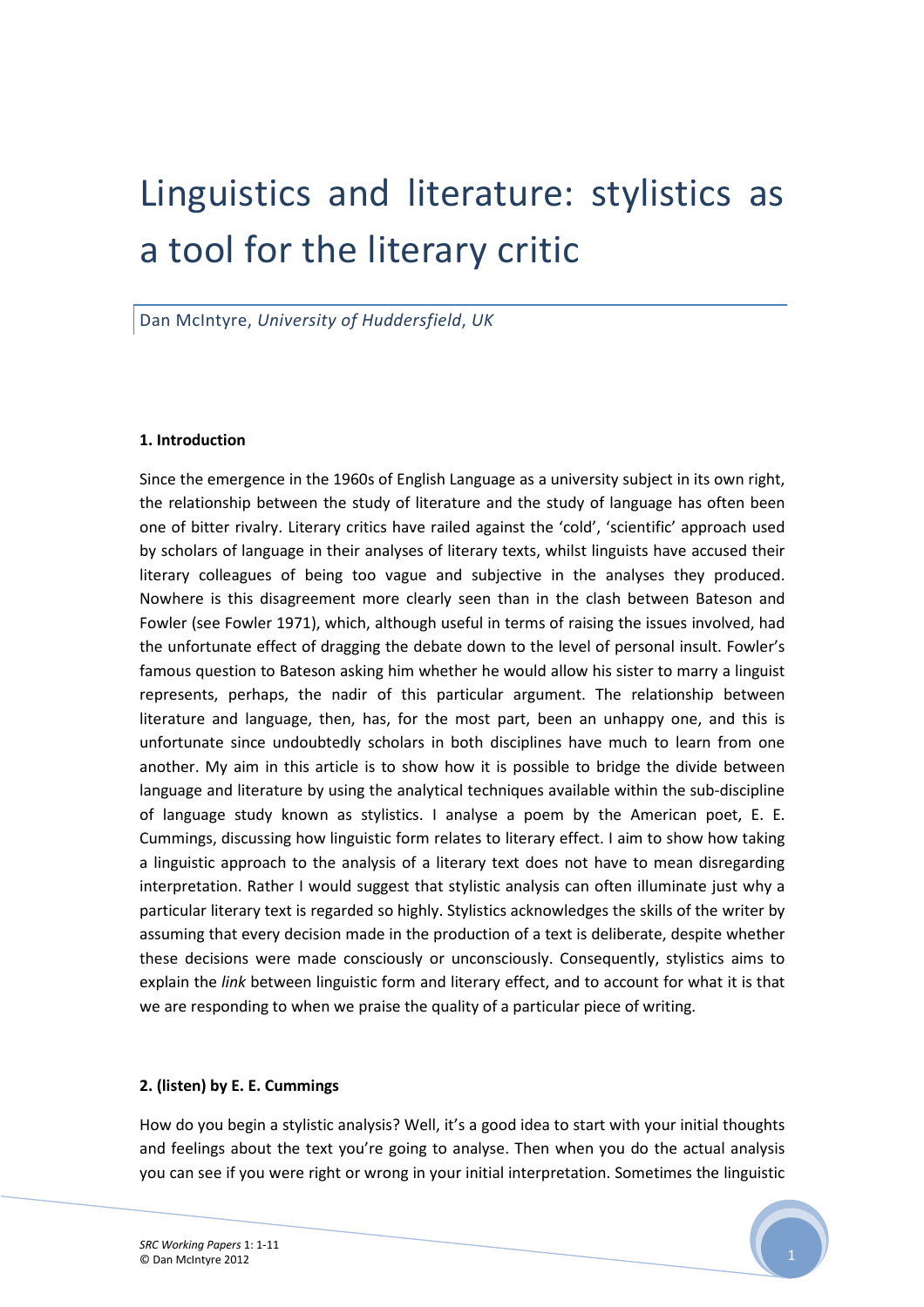# Linguistics and literature: stylistics as a tool for the literary critic

Dan McIntyre, *University of Huddersfield, UK*

**1. Introduction**

Since the emergence in the 1960s of English Language as a university subject in its own right, the relationship between the study of literature and the study of language has often been one of bitter rivalry. Literary critics have railed against the 'cold', 'scientific' approach used by scholars of language in their analyses of literary texts, whilst linguists have accused their literary colleagues of being too vague and subjective in the analyses they produced. Nowhere is this disagreement more clearly seen than in the clash between Bateson and Fowler (see Fowler 1971), which, although useful in terms of raising the issues involved, had the unfortunate effect of dragging the debate down to the level of personal insult. Fowler's famous question to Bateson asking him whether he would allow his sister to marry a linguist represents, perhaps, the nadir of this particular argument. The relationship between literature and language, then, has, for the most part, been an unhappy one, and this is unfortunate since undoubtedly scholars in both disciplines have much to learn from one another. My aim in this article is to show how it is possible to bridge the divide between language and literature by using the analytical techniques available within the sub-discipline of language study known as stylistics. I analyse a poem by the American poet, E. E. Cummings, discussing how linguistic form relates to literary effect. I aim to show how taking a linguistic approach to the analysis of a literary text does not have to mean disregarding interpretation. Rather I would suggest that stylistic analysis can often illuminate just why a particular literary text is regarded so highly. Stylistics acknowledges the skills of the writer by assuming that every decision made in the production of a text is deliberate, despite whether these decisions were made consciously or unconsciously. Consequently, stylistics aims to explain the *link* between linguistic form and literary effect, and to account for what it is that we are responding to when we praise the quality of a particular piece of writing.

**2. (listen) by E. E. Cummings**

How do you begin a stylistic analysis? Well, it's a good idea to start with your initial thoughts and feelings about the text you're going to analyse. Then when you do the actual analysis you can see if you were right or wrong in your initial interpretation. Sometimes the linguistic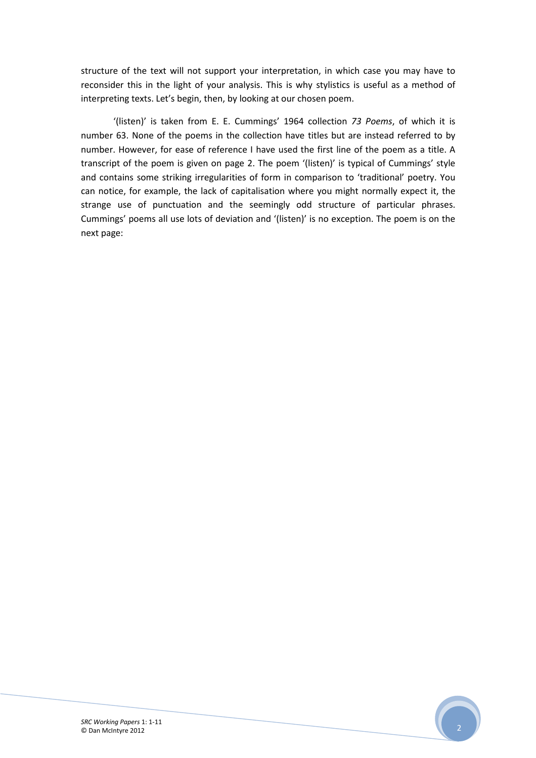structure of the text will not support your interpretation, in which case you may have to reconsider this in the light of your analysis. This is why stylistics is useful as a method of interpreting texts. Let's begin, then, by looking at our chosen poem.

'(listen)' is taken from E. E. Cummings' 1964 collection *73 Poems*, of which it is number 63. None of the poems in the collection have titles but are instead referred to by number. However, for ease of reference I have used the first line of the poem as a title. A transcript of the poem is given on page 2. The poem '(listen)' is typical of Cummings' style and contains some striking irregularities of form in comparison to 'traditional' poetry. You can notice, for example, the lack of capitalisation where you might normally expect it, the strange use of punctuation and the seemingly odd structure of particular phrases. Cummings' poems all use lots of deviation and '(listen)' is no exception. The poem is on the next page: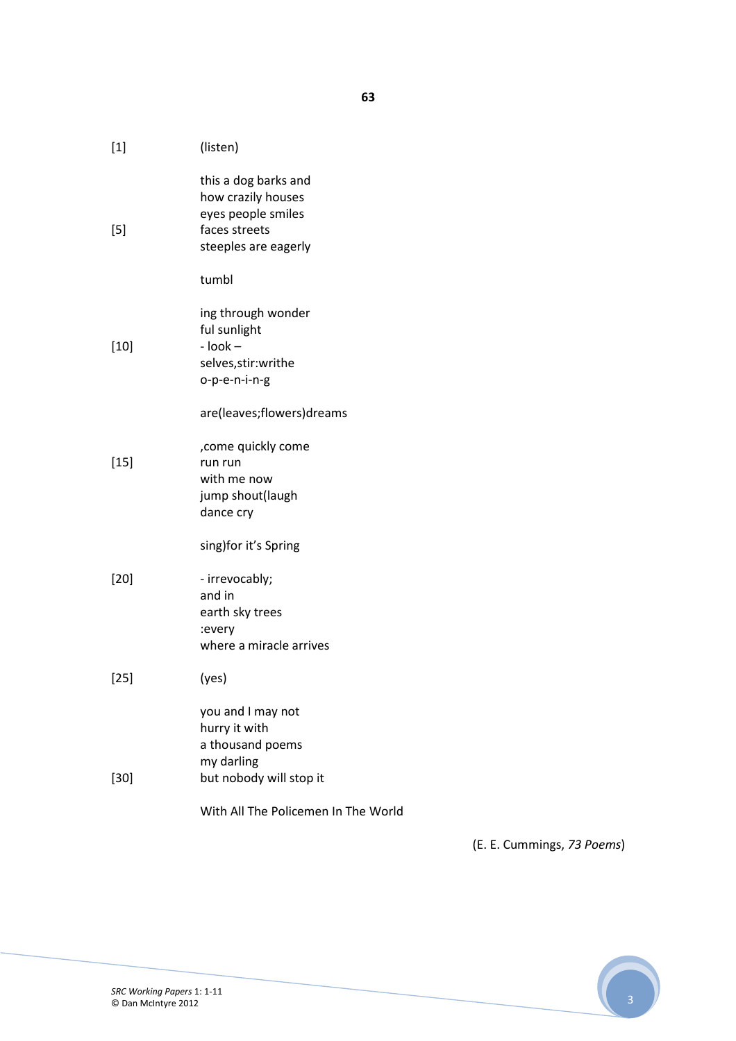**63**

```
[1]     (listen)

        this a dog barks and
        how crazily houses
        eyes people smiles
[5]     faces streets
        steeples are eagerly

        tumbl

        ing through wonder
        ful sunlight
[10]    - look –
        selves,stir:writhe
        o-p-e-n-i-n-g

        are(leaves;flowers)dreams

        ,come quickly come
[15]    run run
        with me now
        jump shout(laugh
        dance cry

        sing)for it's Spring

[20]    - irrevocably;
        and in
        earth sky trees
        :every
        where a miracle arrives

[25]    (yes)

        you and I may not
        hurry it with
        a thousand poems
        my darling
[30]    but nobody will stop it

        With All The Policemen In The World
```

(E. E. Cummings, *73 Poems*)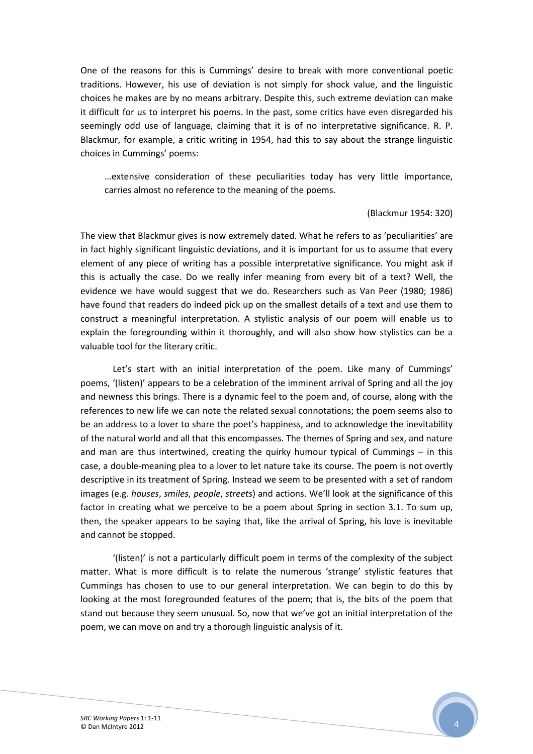One of the reasons for this is Cummings' desire to break with more conventional poetic traditions. However, his use of deviation is not simply for shock value, and the linguistic choices he makes are by no means arbitrary. Despite this, such extreme deviation can make it difficult for us to interpret his poems. In the past, some critics have even disregarded his seemingly odd use of language, claiming that it is of no interpretative significance. R. P. Blackmur, for example, a critic writing in 1954, had this to say about the strange linguistic choices in Cummings' poems:

> …extensive consideration of these peculiarities today has very little importance, carries almost no reference to the meaning of the poems.
>
> (Blackmur 1954: 320)

The view that Blackmur gives is now extremely dated. What he refers to as 'peculiarities' are in fact highly significant linguistic deviations, and it is important for us to assume that every element of any piece of writing has a possible interpretative significance. You might ask if this is actually the case. Do we really infer meaning from every bit of a text? Well, the evidence we have would suggest that we do. Researchers such as Van Peer (1980; 1986) have found that readers do indeed pick up on the smallest details of a text and use them to construct a meaningful interpretation. A stylistic analysis of our poem will enable us to explain the foregrounding within it thoroughly, and will also show how stylistics can be a valuable tool for the literary critic.

Let's start with an initial interpretation of the poem. Like many of Cummings' poems, '(listen)' appears to be a celebration of the imminent arrival of Spring and all the joy and newness this brings. There is a dynamic feel to the poem and, of course, along with the references to new life we can note the related sexual connotations; the poem seems also to be an address to a lover to share the poet's happiness, and to acknowledge the inevitability of the natural world and all that this encompasses. The themes of Spring and sex, and nature and man are thus intertwined, creating the quirky humour typical of Cummings – in this case, a double-meaning plea to a lover to let nature take its course. The poem is not overtly descriptive in its treatment of Spring. Instead we seem to be presented with a set of random images (e.g. *houses*, *smiles*, *people*, *streets*) and actions. We'll look at the significance of this factor in creating what we perceive to be a poem about Spring in section 3.1. To sum up, then, the speaker appears to be saying that, like the arrival of Spring, his love is inevitable and cannot be stopped.

'(listen)' is not a particularly difficult poem in terms of the complexity of the subject matter. What is more difficult is to relate the numerous 'strange' stylistic features that Cummings has chosen to use to our general interpretation. We can begin to do this by looking at the most foregrounded features of the poem; that is, the bits of the poem that stand out because they seem unusual. So, now that we've got an initial interpretation of the poem, we can move on and try a thorough linguistic analysis of it.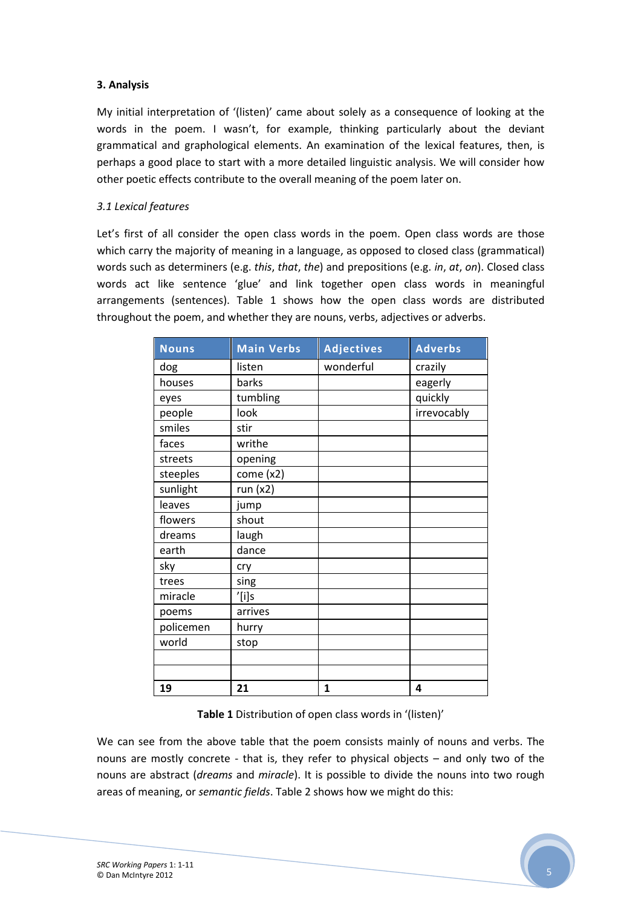### 3. Analysis

My initial interpretation of '(listen)' came about solely as a consequence of looking at the words in the poem. I wasn't, for example, thinking particularly about the deviant grammatical and graphological elements. An examination of the lexical features, then, is perhaps a good place to start with a more detailed linguistic analysis. We will consider how other poetic effects contribute to the overall meaning of the poem later on.

#### *3.1 Lexical features*

Let's first of all consider the open class words in the poem. Open class words are those which carry the majority of meaning in a language, as opposed to closed class (grammatical) words such as determiners (e.g. *this*, *that*, *the*) and prepositions (e.g. *in*, *at*, *on*). Closed class words act like sentence 'glue' and link together open class words in meaningful arrangements (sentences). Table 1 shows how the open class words are distributed throughout the poem, and whether they are nouns, verbs, adjectives or adverbs.

| Nouns | Main Verbs | Adjectives | Adverbs |
|---|---|---|---|
| dog | listen | wonderful | crazily |
| houses | barks | | eagerly |
| eyes | tumbling | | quickly |
| people | look | | irrevocably |
| smiles | stir | | |
| faces | writhe | | |
| streets | opening | | |
| steeples | come (x2) | | |
| sunlight | run (x2) | | |
| leaves | jump | | |
| flowers | shout | | |
| dreams | laugh | | |
| earth | dance | | |
| sky | cry | | |
| trees | sing | | |
| miracle | '[i]s | | |
| poems | arrives | | |
| policemen | hurry | | |
| world | stop | | |
| | | | |
| | | | |
| **19** | **21** | **1** | **4** |

**Table 1** Distribution of open class words in '(listen)'

We can see from the above table that the poem consists mainly of nouns and verbs. The nouns are mostly concrete - that is, they refer to physical objects – and only two of the nouns are abstract (*dreams* and *miracle*). It is possible to divide the nouns into two rough areas of meaning, or *semantic fields*. Table 2 shows how we might do this: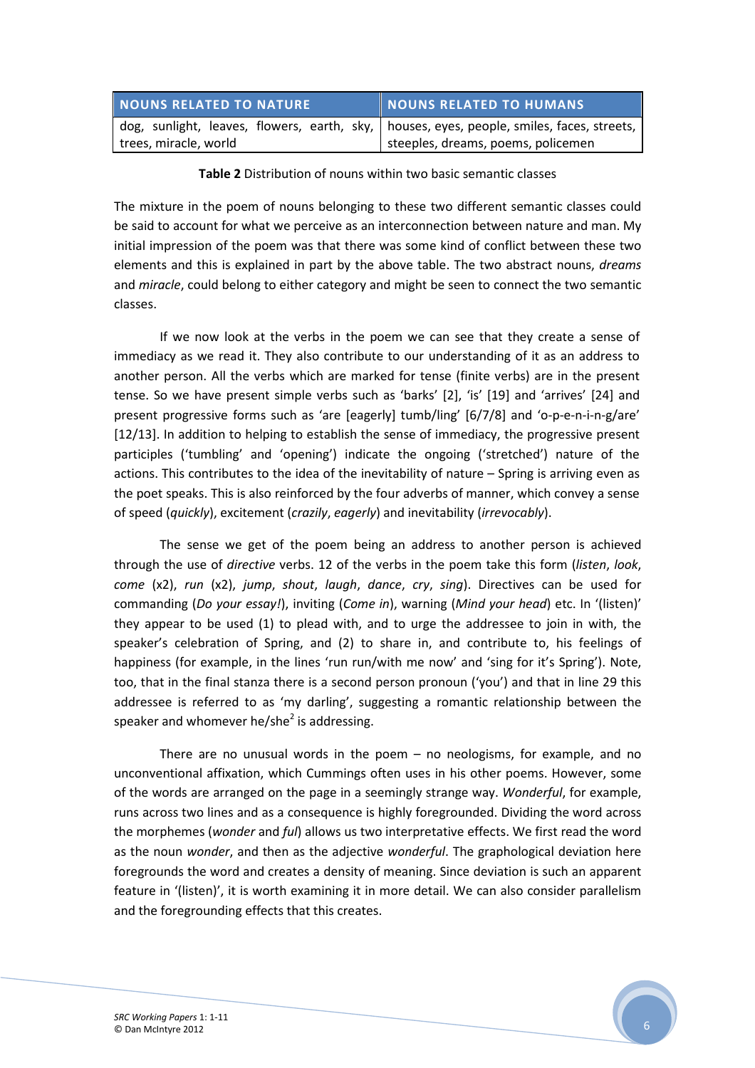| NOUNS RELATED TO NATURE | NOUNS RELATED TO HUMANS |
| --- | --- |
| dog, sunlight, leaves, flowers, earth, sky, trees, miracle, world | houses, eyes, people, smiles, faces, streets, steeples, dreams, poems, policemen |

**Table 2** Distribution of nouns within two basic semantic classes

The mixture in the poem of nouns belonging to these two different semantic classes could be said to account for what we perceive as an interconnection between nature and man. My initial impression of the poem was that there was some kind of conflict between these two elements and this is explained in part by the above table. The two abstract nouns, *dreams* and *miracle*, could belong to either category and might be seen to connect the two semantic classes.

If we now look at the verbs in the poem we can see that they create a sense of immediacy as we read it. They also contribute to our understanding of it as an address to another person. All the verbs which are marked for tense (finite verbs) are in the present tense. So we have present simple verbs such as 'barks' [2], 'is' [19] and 'arrives' [24] and present progressive forms such as 'are [eagerly] tumb/ling' [6/7/8] and 'o-p-e-n-i-n-g/are' [12/13]. In addition to helping to establish the sense of immediacy, the progressive present participles ('tumbling' and 'opening') indicate the ongoing ('stretched') nature of the actions. This contributes to the idea of the inevitability of nature – Spring is arriving even as the poet speaks. This is also reinforced by the four adverbs of manner, which convey a sense of speed (*quickly*), excitement (*crazily*, *eagerly*) and inevitability (*irrevocably*).

The sense we get of the poem being an address to another person is achieved through the use of *directive* verbs. 12 of the verbs in the poem take this form (*listen*, *look*, *come* (x2), *run* (x2), *jump*, *shout*, *laugh*, *dance*, *cry*, *sing*). Directives can be used for commanding (*Do your essay!*), inviting (*Come in*), warning (*Mind your head*) etc. In '(listen)' they appear to be used (1) to plead with, and to urge the addressee to join in with, the speaker's celebration of Spring, and (2) to share in, and contribute to, his feelings of happiness (for example, in the lines 'run run/with me now' and 'sing for it's Spring'). Note, too, that in the final stanza there is a second person pronoun ('you') and that in line 29 this addressee is referred to as 'my darling', suggesting a romantic relationship between the speaker and whomever he/she[2] is addressing.

There are no unusual words in the poem – no neologisms, for example, and no unconventional affixation, which Cummings often uses in his other poems. However, some of the words are arranged on the page in a seemingly strange way. *Wonderful*, for example, runs across two lines and as a consequence is highly foregrounded. Dividing the word across the morphemes (*wonder* and *ful*) allows us two interpretative effects. We first read the word as the noun *wonder*, and then as the adjective *wonderful*. The graphological deviation here foregrounds the word and creates a density of meaning. Since deviation is such an apparent feature in '(listen)', it is worth examining it in more detail. We can also consider parallelism and the foregrounding effects that this creates.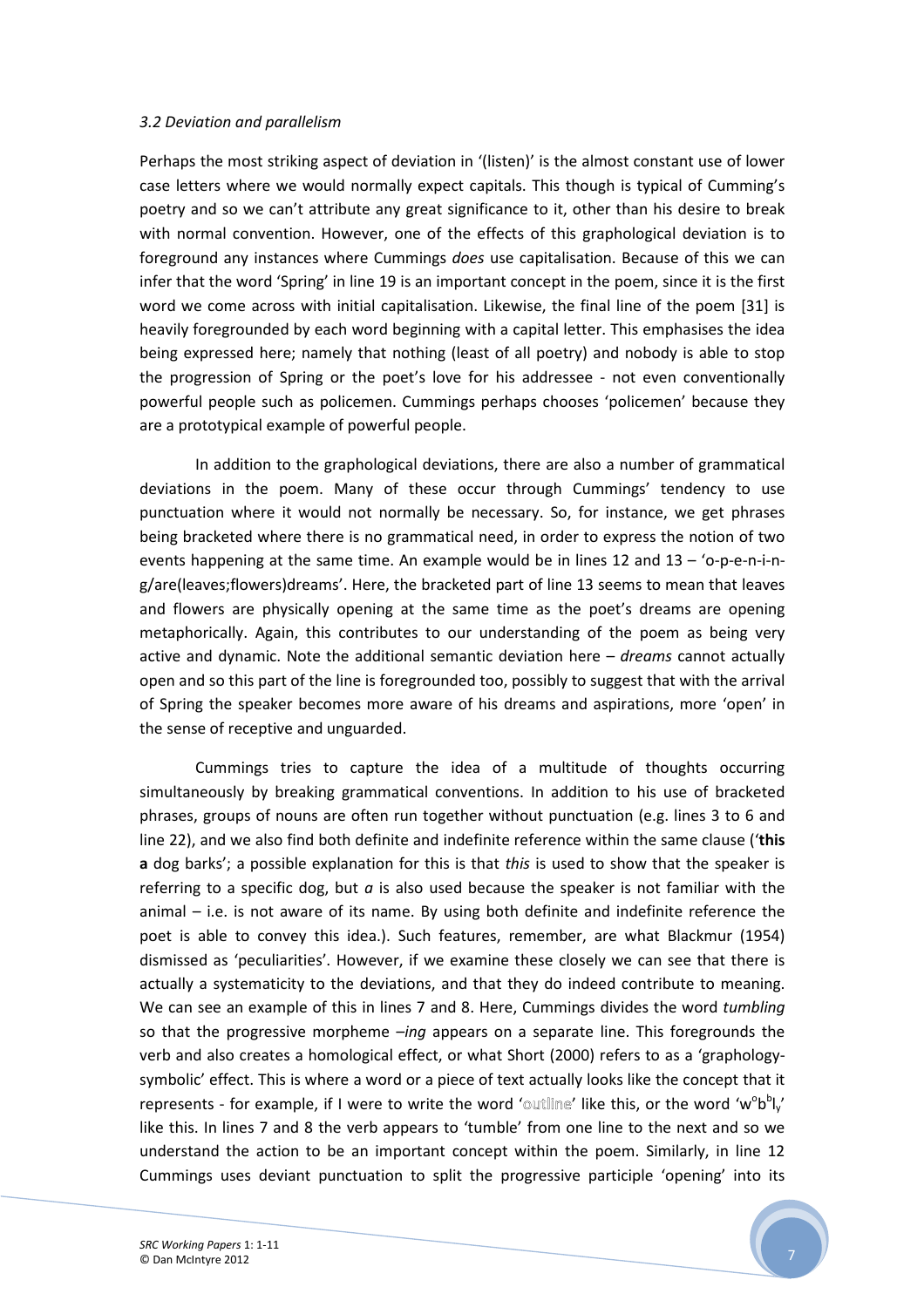*3.2 Deviation and parallelism*

Perhaps the most striking aspect of deviation in '(listen)' is the almost constant use of lower case letters where we would normally expect capitals. This though is typical of Cumming's poetry and so we can't attribute any great significance to it, other than his desire to break with normal convention. However, one of the effects of this graphological deviation is to foreground any instances where Cummings *does* use capitalisation. Because of this we can infer that the word 'Spring' in line 19 is an important concept in the poem, since it is the first word we come across with initial capitalisation. Likewise, the final line of the poem [31] is heavily foregrounded by each word beginning with a capital letter. This emphasises the idea being expressed here; namely that nothing (least of all poetry) and nobody is able to stop the progression of Spring or the poet's love for his addressee - not even conventionally powerful people such as policemen. Cummings perhaps chooses 'policemen' because they are a prototypical example of powerful people.

In addition to the graphological deviations, there are also a number of grammatical deviations in the poem. Many of these occur through Cummings' tendency to use punctuation where it would not normally be necessary. So, for instance, we get phrases being bracketed where there is no grammatical need, in order to express the notion of two events happening at the same time. An example would be in lines 12 and 13 – 'o-p-e-n-i-n-g/are(leaves;flowers)dreams'. Here, the bracketed part of line 13 seems to mean that leaves and flowers are physically opening at the same time as the poet's dreams are opening metaphorically. Again, this contributes to our understanding of the poem as being very active and dynamic. Note the additional semantic deviation here – *dreams* cannot actually open and so this part of the line is foregrounded too, possibly to suggest that with the arrival of Spring the speaker becomes more aware of his dreams and aspirations, more 'open' in the sense of receptive and unguarded.

Cummings tries to capture the idea of a multitude of thoughts occurring simultaneously by breaking grammatical conventions. In addition to his use of bracketed phrases, groups of nouns are often run together without punctuation (e.g. lines 3 to 6 and line 22), and we also find both definite and indefinite reference within the same clause ('**this a** dog barks'; a possible explanation for this is that *this* is used to show that the speaker is referring to a specific dog, but *a* is also used because the speaker is not familiar with the animal – i.e. is not aware of its name. By using both definite and indefinite reference the poet is able to convey this idea.). Such features, remember, are what Blackmur (1954) dismissed as 'peculiarities'. However, if we examine these closely we can see that there is actually a systematicity to the deviations, and that they do indeed contribute to meaning. We can see an example of this in lines 7 and 8. Here, Cummings divides the word *tumbling* so that the progressive morpheme *–ing* appears on a separate line. This foregrounds the verb and also creates a homological effect, or what Short (2000) refers to as a 'graphology-symbolic' effect. This is where a word or a piece of text actually looks like the concept that it represents - for example, if I were to write the word 'outline' like this, or the word 'w$^{o}$b$^{b}$l$_{y}$' like this. In lines 7 and 8 the verb appears to 'tumble' from one line to the next and so we understand the action to be an important concept within the poem. Similarly, in line 12 Cummings uses deviant punctuation to split the progressive participle 'opening' into its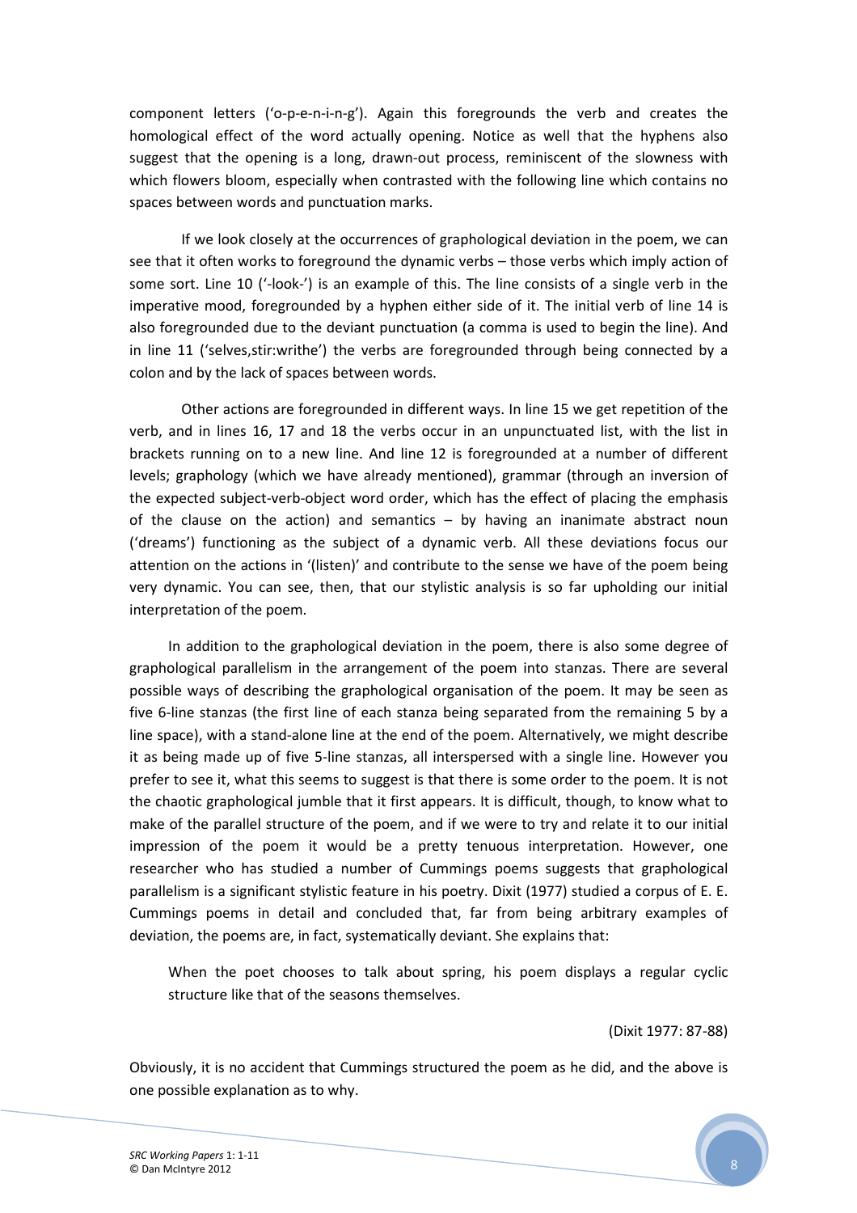component letters ('o-p-e-n-i-n-g'). Again this foregrounds the verb and creates the homological effect of the word actually opening. Notice as well that the hyphens also suggest that the opening is a long, drawn-out process, reminiscent of the slowness with which flowers bloom, especially when contrasted with the following line which contains no spaces between words and punctuation marks.

If we look closely at the occurrences of graphological deviation in the poem, we can see that it often works to foreground the dynamic verbs – those verbs which imply action of some sort. Line 10 ('-look-') is an example of this. The line consists of a single verb in the imperative mood, foregrounded by a hyphen either side of it. The initial verb of line 14 is also foregrounded due to the deviant punctuation (a comma is used to begin the line). And in line 11 ('selves,stir:writhe') the verbs are foregrounded through being connected by a colon and by the lack of spaces between words.

Other actions are foregrounded in different ways. In line 15 we get repetition of the verb, and in lines 16, 17 and 18 the verbs occur in an unpunctuated list, with the list in brackets running on to a new line. And line 12 is foregrounded at a number of different levels; graphology (which we have already mentioned), grammar (through an inversion of the expected subject-verb-object word order, which has the effect of placing the emphasis of the clause on the action) and semantics – by having an inanimate abstract noun ('dreams') functioning as the subject of a dynamic verb. All these deviations focus our attention on the actions in '(listen)' and contribute to the sense we have of the poem being very dynamic. You can see, then, that our stylistic analysis is so far upholding our initial interpretation of the poem.

In addition to the graphological deviation in the poem, there is also some degree of graphological parallelism in the arrangement of the poem into stanzas. There are several possible ways of describing the graphological organisation of the poem. It may be seen as five 6-line stanzas (the first line of each stanza being separated from the remaining 5 by a line space), with a stand-alone line at the end of the poem. Alternatively, we might describe it as being made up of five 5-line stanzas, all interspersed with a single line. However you prefer to see it, what this seems to suggest is that there is some order to the poem. It is not the chaotic graphological jumble that it first appears. It is difficult, though, to know what to make of the parallel structure of the poem, and if we were to try and relate it to our initial impression of the poem it would be a pretty tenuous interpretation. However, one researcher who has studied a number of Cummings poems suggests that graphological parallelism is a significant stylistic feature in his poetry. Dixit (1977) studied a corpus of E. E. Cummings poems in detail and concluded that, far from being arbitrary examples of deviation, the poems are, in fact, systematically deviant. She explains that:

> When the poet chooses to talk about spring, his poem displays a regular cyclic structure like that of the seasons themselves.
>
> (Dixit 1977: 87-88)

Obviously, it is no accident that Cummings structured the poem as he did, and the above is one possible explanation as to why.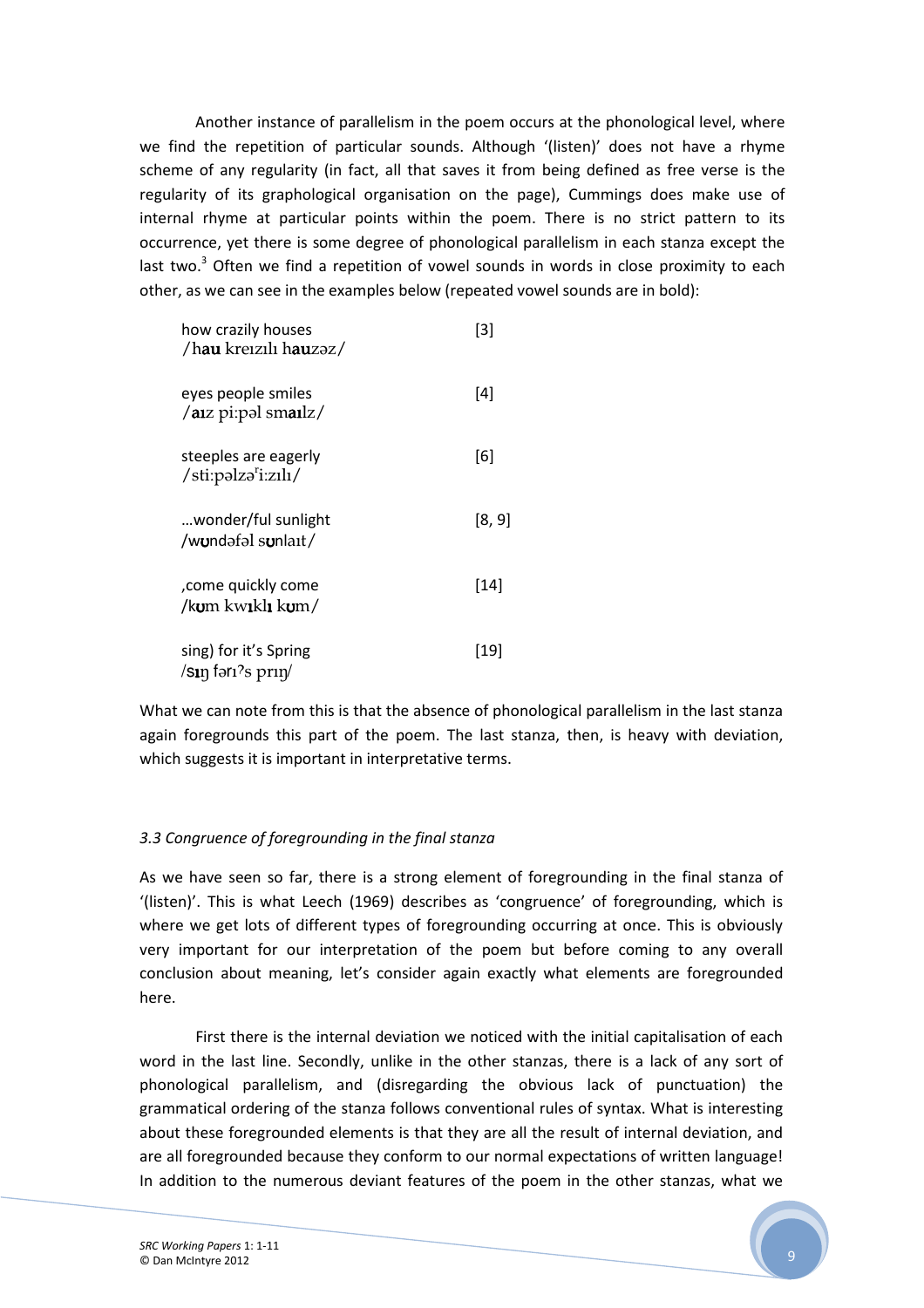Another instance of parallelism in the poem occurs at the phonological level, where we find the repetition of particular sounds. Although '(listen)' does not have a rhyme scheme of any regularity (in fact, all that saves it from being defined as free verse is the regularity of its graphological organisation on the page), Cummings does make use of internal rhyme at particular points within the poem. There is no strict pattern to its occurrence, yet there is some degree of phonological parallelism in each stanza except the last two.[3] Often we find a repetition of vowel sounds in words in close proximity to each other, as we can see in the examples below (repeated vowel sounds are in bold):

| | |
|---|---|
| how crazily houses<br>/h**au** kreɪzɪlɪ h**au**zəz/ | [3] |
| eyes people smiles<br>/**aɪ**z pi:pəl sm**aɪ**lz/ | [4] |
| steeples are eagerly<br>/sti:pəlzəʳi:zɪlɪ/ | [6] |
| …wonder/ful sunlight<br>/w**ʊ**ndəfəl s**ʊ**nlaɪt/ | [8, 9] |
| ,come quickly come<br>/k**ʊ**m kw**ɪ**kl**ɪ** k**ʊ**m/ | [14] |
| sing) for it's Spring<br>/s**ɪ**ŋ fərɪˀs prɪŋ/ | [19] |

What we can note from this is that the absence of phonological parallelism in the last stanza again foregrounds this part of the poem. The last stanza, then, is heavy with deviation, which suggests it is important in interpretative terms.

### *3.3 Congruence of foregrounding in the final stanza*

As we have seen so far, there is a strong element of foregrounding in the final stanza of '(listen)'. This is what Leech (1969) describes as 'congruence' of foregrounding, which is where we get lots of different types of foregrounding occurring at once. This is obviously very important for our interpretation of the poem but before coming to any overall conclusion about meaning, let's consider again exactly what elements are foregrounded here.

First there is the internal deviation we noticed with the initial capitalisation of each word in the last line. Secondly, unlike in the other stanzas, there is a lack of any sort of phonological parallelism, and (disregarding the obvious lack of punctuation) the grammatical ordering of the stanza follows conventional rules of syntax. What is interesting about these foregrounded elements is that they are all the result of internal deviation, and are all foregrounded because they conform to our normal expectations of written language! In addition to the numerous deviant features of the poem in the other stanzas, what we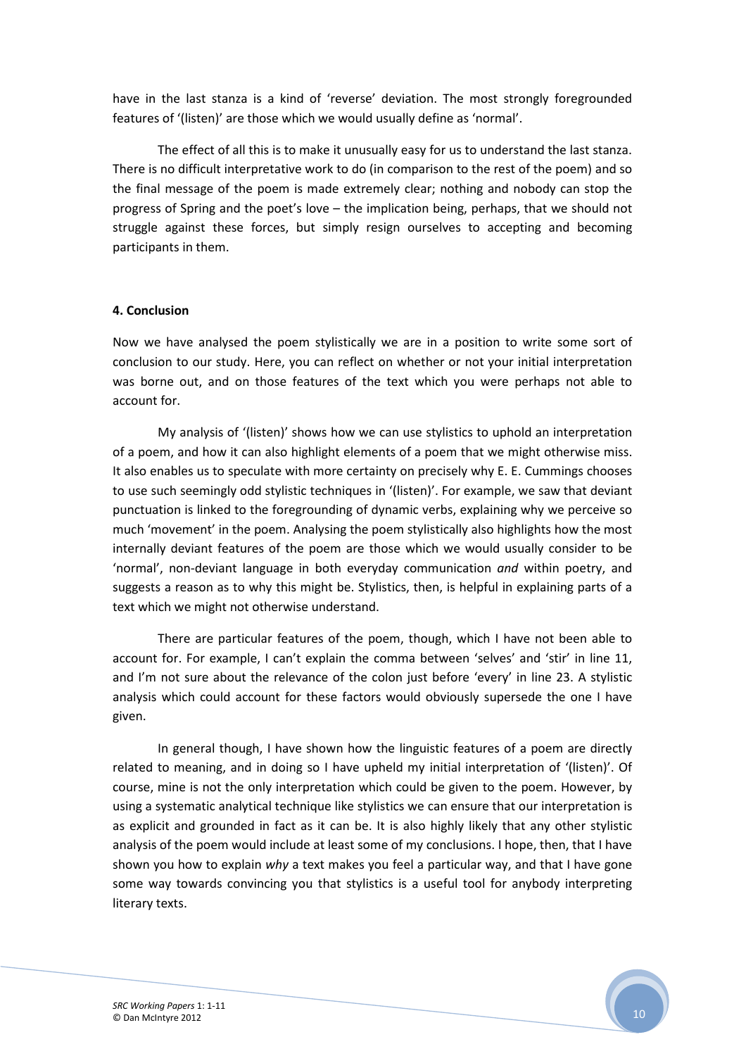have in the last stanza is a kind of 'reverse' deviation. The most strongly foregrounded features of '(listen)' are those which we would usually define as 'normal'.

The effect of all this is to make it unusually easy for us to understand the last stanza. There is no difficult interpretative work to do (in comparison to the rest of the poem) and so the final message of the poem is made extremely clear; nothing and nobody can stop the progress of Spring and the poet's love – the implication being, perhaps, that we should not struggle against these forces, but simply resign ourselves to accepting and becoming participants in them.

**4. Conclusion**

Now we have analysed the poem stylistically we are in a position to write some sort of conclusion to our study. Here, you can reflect on whether or not your initial interpretation was borne out, and on those features of the text which you were perhaps not able to account for.

My analysis of '(listen)' shows how we can use stylistics to uphold an interpretation of a poem, and how it can also highlight elements of a poem that we might otherwise miss. It also enables us to speculate with more certainty on precisely why E. E. Cummings chooses to use such seemingly odd stylistic techniques in '(listen)'. For example, we saw that deviant punctuation is linked to the foregrounding of dynamic verbs, explaining why we perceive so much 'movement' in the poem. Analysing the poem stylistically also highlights how the most internally deviant features of the poem are those which we would usually consider to be 'normal', non-deviant language in both everyday communication *and* within poetry, and suggests a reason as to why this might be. Stylistics, then, is helpful in explaining parts of a text which we might not otherwise understand.

There are particular features of the poem, though, which I have not been able to account for. For example, I can't explain the comma between 'selves' and 'stir' in line 11, and I'm not sure about the relevance of the colon just before 'every' in line 23. A stylistic analysis which could account for these factors would obviously supersede the one I have given.

In general though, I have shown how the linguistic features of a poem are directly related to meaning, and in doing so I have upheld my initial interpretation of '(listen)'. Of course, mine is not the only interpretation which could be given to the poem. However, by using a systematic analytical technique like stylistics we can ensure that our interpretation is as explicit and grounded in fact as it can be. It is also highly likely that any other stylistic analysis of the poem would include at least some of my conclusions. I hope, then, that I have shown you how to explain *why* a text makes you feel a particular way, and that I have gone some way towards convincing you that stylistics is a useful tool for anybody interpreting literary texts.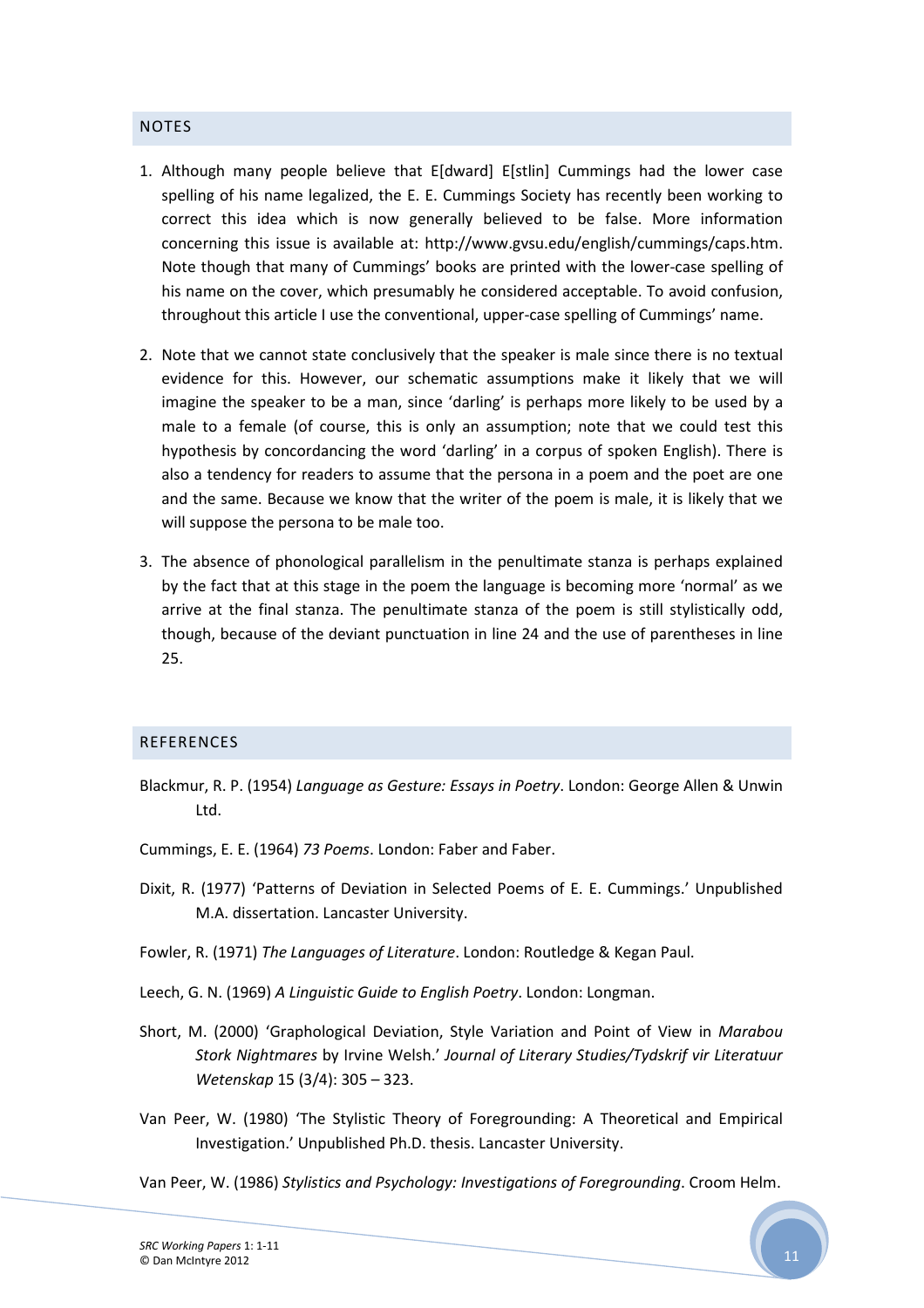## NOTES

1. Although many people believe that E[dward] E[stlin] Cummings had the lower case spelling of his name legalized, the E. E. Cummings Society has recently been working to correct this idea which is now generally believed to be false. More information concerning this issue is available at: http://www.gvsu.edu/english/cummings/caps.htm. Note though that many of Cummings' books are printed with the lower-case spelling of his name on the cover, which presumably he considered acceptable. To avoid confusion, throughout this article I use the conventional, upper-case spelling of Cummings' name.

2. Note that we cannot state conclusively that the speaker is male since there is no textual evidence for this. However, our schematic assumptions make it likely that we will imagine the speaker to be a man, since 'darling' is perhaps more likely to be used by a male to a female (of course, this is only an assumption; note that we could test this hypothesis by concordancing the word 'darling' in a corpus of spoken English). There is also a tendency for readers to assume that the persona in a poem and the poet are one and the same. Because we know that the writer of the poem is male, it is likely that we will suppose the persona to be male too.

3. The absence of phonological parallelism in the penultimate stanza is perhaps explained by the fact that at this stage in the poem the language is becoming more 'normal' as we arrive at the final stanza. The penultimate stanza of the poem is still stylistically odd, though, because of the deviant punctuation in line 24 and the use of parentheses in line 25.

## REFERENCES

Blackmur, R. P. (1954) *Language as Gesture: Essays in Poetry*. London: George Allen & Unwin Ltd.

Cummings, E. E. (1964) *73 Poems*. London: Faber and Faber.

Dixit, R. (1977) 'Patterns of Deviation in Selected Poems of E. E. Cummings.' Unpublished M.A. dissertation. Lancaster University.

Fowler, R. (1971) *The Languages of Literature*. London: Routledge & Kegan Paul.

Leech, G. N. (1969) *A Linguistic Guide to English Poetry*. London: Longman.

Short, M. (2000) 'Graphological Deviation, Style Variation and Point of View in *Marabou Stork Nightmares* by Irvine Welsh.' *Journal of Literary Studies/Tydskrif vir Literatuur Wetenskap* 15 (3/4): 305 – 323.

Van Peer, W. (1980) 'The Stylistic Theory of Foregrounding: A Theoretical and Empirical Investigation.' Unpublished Ph.D. thesis. Lancaster University.

Van Peer, W. (1986) *Stylistics and Psychology: Investigations of Foregrounding*. Croom Helm.